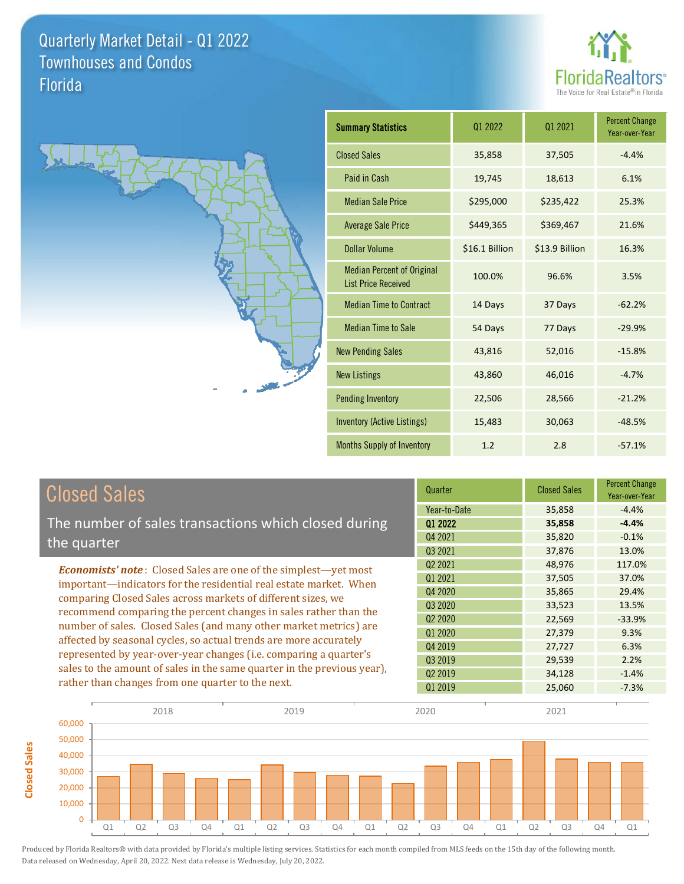# Quarterly Market Detail - Q1 2022
## Townhouses and Condos
## Florida

FloridaRealtors® The Voice for Real Estate® in Florida

| Summary Statistics | Q1 2022 | Q1 2021 | Percent Change Year-over-Year |
|---|---|---|---|
| Closed Sales | 35,858 | 37,505 | -4.4% |
| Paid in Cash | 19,745 | 18,613 | 6.1% |
| Median Sale Price | $295,000 | $235,422 | 25.3% |
| Average Sale Price | $449,365 | $369,467 | 21.6% |
| Dollar Volume | $16.1 Billion | $13.9 Billion | 16.3% |
| Median Percent of Original List Price Received | 100.0% | 96.6% | 3.5% |
| Median Time to Contract | 14 Days | 37 Days | -62.2% |
| Median Time to Sale | 54 Days | 77 Days | -29.9% |
| New Pending Sales | 43,816 | 52,016 | -15.8% |
| New Listings | 43,860 | 46,016 | -4.7% |
| Pending Inventory | 22,506 | 28,566 | -21.2% |
| Inventory (Active Listings) | 15,483 | 30,063 | -48.5% |
| Months Supply of Inventory | 1.2 | 2.8 | -57.1% |

## Closed Sales

The number of sales transactions which closed during the quarter

***Economists' note***: Closed Sales are one of the simplest—yet most important—indicators for the residential real estate market. When comparing Closed Sales across markets of different sizes, we recommend comparing the percent changes in sales rather than the number of sales. Closed Sales (and many other market metrics) are affected by seasonal cycles, so actual trends are more accurately represented by year-over-year changes (i.e. comparing a quarter's sales to the amount of sales in the same quarter in the previous year), rather than changes from one quarter to the next.

| Quarter | Closed Sales | Percent Change Year-over-Year |
|---|---|---|
| Year-to-Date | 35,858 | -4.4% |
| **Q1 2022** | **35,858** | **-4.4%** |
| Q4 2021 | 35,820 | -0.1% |
| Q3 2021 | 37,876 | 13.0% |
| Q2 2021 | 48,976 | 117.0% |
| Q1 2021 | 37,505 | 37.0% |
| Q4 2020 | 35,865 | 29.4% |
| Q3 2020 | 33,523 | 13.5% |
| Q2 2020 | 22,569 | -33.9% |
| Q1 2020 | 27,379 | 9.3% |
| Q4 2019 | 27,727 | 6.3% |
| Q3 2019 | 29,539 | 2.2% |
| Q2 2019 | 34,128 | -1.4% |
| Q1 2019 | 25,060 | -7.3% |

Produced by Florida Realtors® with data provided by Florida's multiple listing services. Statistics for each month compiled from MLS feeds on the 15th day of the following month. Data released on Wednesday, April 20, 2022. Next data release is Wednesday, July 20, 2022.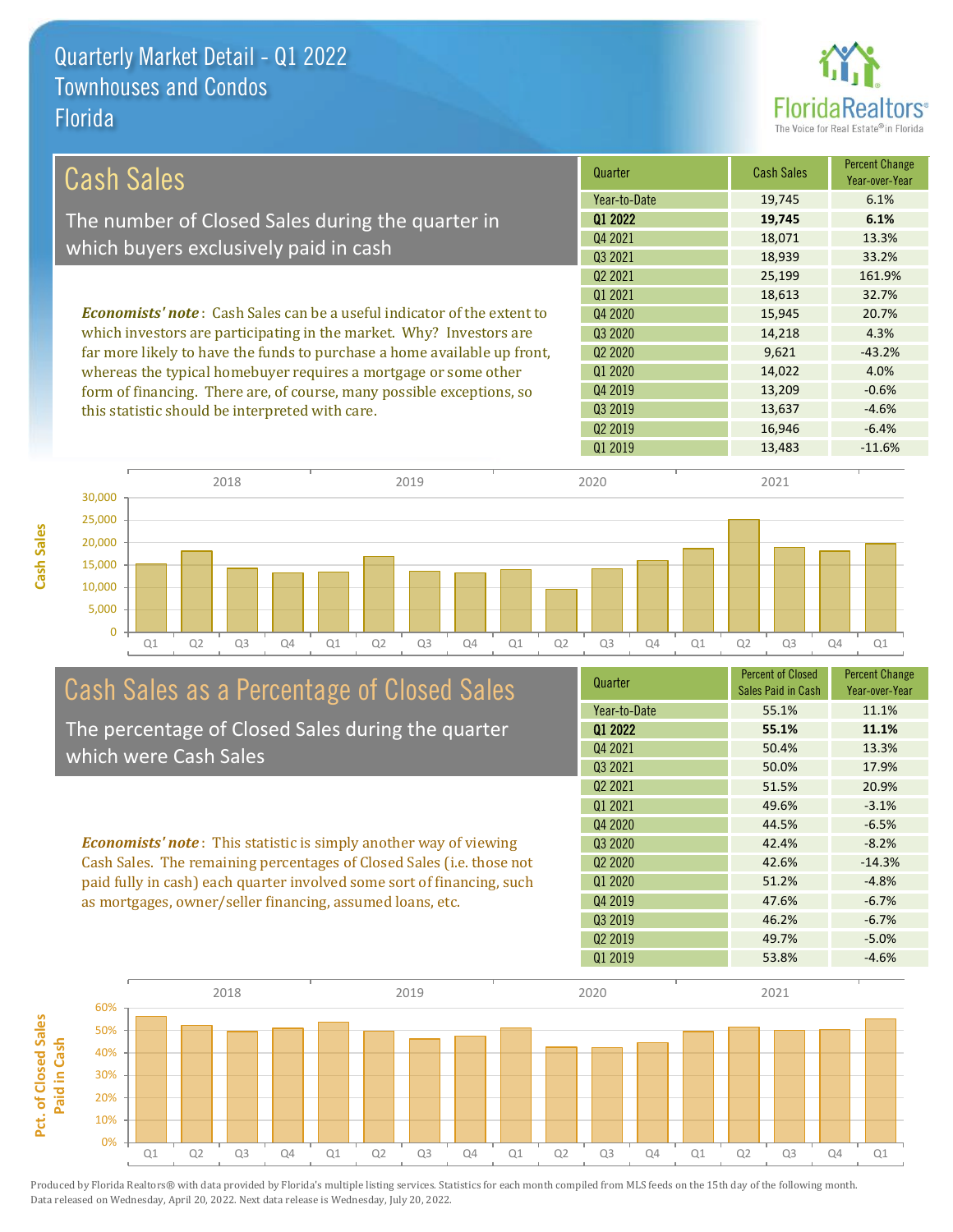# Quarterly Market Detail - Q1 2022
## Townhouses and Condos
## Florida

## Cash Sales

The number of Closed Sales during the quarter in which buyers exclusively paid in cash

*Economists' note*: Cash Sales can be a useful indicator of the extent to which investors are participating in the market. Why? Investors are far more likely to have the funds to purchase a home available up front, whereas the typical homebuyer requires a mortgage or some other form of financing. There are, of course, many possible exceptions, so this statistic should be interpreted with care.

| Quarter | Cash Sales | Percent Change Year-over-Year |
|---|---|---|
| Year-to-Date | 19,745 | 6.1% |
| **Q1 2022** | **19,745** | **6.1%** |
| Q4 2021 | 18,071 | 13.3% |
| Q3 2021 | 18,939 | 33.2% |
| Q2 2021 | 25,199 | 161.9% |
| Q1 2021 | 18,613 | 32.7% |
| Q4 2020 | 15,945 | 20.7% |
| Q3 2020 | 14,218 | 4.3% |
| Q2 2020 | 9,621 | -43.2% |
| Q1 2020 | 14,022 | 4.0% |
| Q4 2019 | 13,209 | -0.6% |
| Q3 2019 | 13,637 | -4.6% |
| Q2 2019 | 16,946 | -6.4% |
| Q1 2019 | 13,483 | -11.6% |

## Cash Sales as a Percentage of Closed Sales

The percentage of Closed Sales during the quarter which were Cash Sales

*Economists' note*: This statistic is simply another way of viewing Cash Sales. The remaining percentages of Closed Sales (i.e. those not paid fully in cash) each quarter involved some sort of financing, such as mortgages, owner/seller financing, assumed loans, etc.

| Quarter | Percent of Closed Sales Paid in Cash | Percent Change Year-over-Year |
|---|---|---|
| Year-to-Date | 55.1% | 11.1% |
| **Q1 2022** | **55.1%** | **11.1%** |
| Q4 2021 | 50.4% | 13.3% |
| Q3 2021 | 50.0% | 17.9% |
| Q2 2021 | 51.5% | 20.9% |
| Q1 2021 | 49.6% | -3.1% |
| Q4 2020 | 44.5% | -6.5% |
| Q3 2020 | 42.4% | -8.2% |
| Q2 2020 | 42.6% | -14.3% |
| Q1 2020 | 51.2% | -4.8% |
| Q4 2019 | 47.6% | -6.7% |
| Q3 2019 | 46.2% | -6.7% |
| Q2 2019 | 49.7% | -5.0% |
| Q1 2019 | 53.8% | -4.6% |

Produced by Florida Realtors® with data provided by Florida's multiple listing services. Statistics for each month compiled from MLS feeds on the 15th day of the following month. Data released on Wednesday, April 20, 2022. Next data release is Wednesday, July 20, 2022.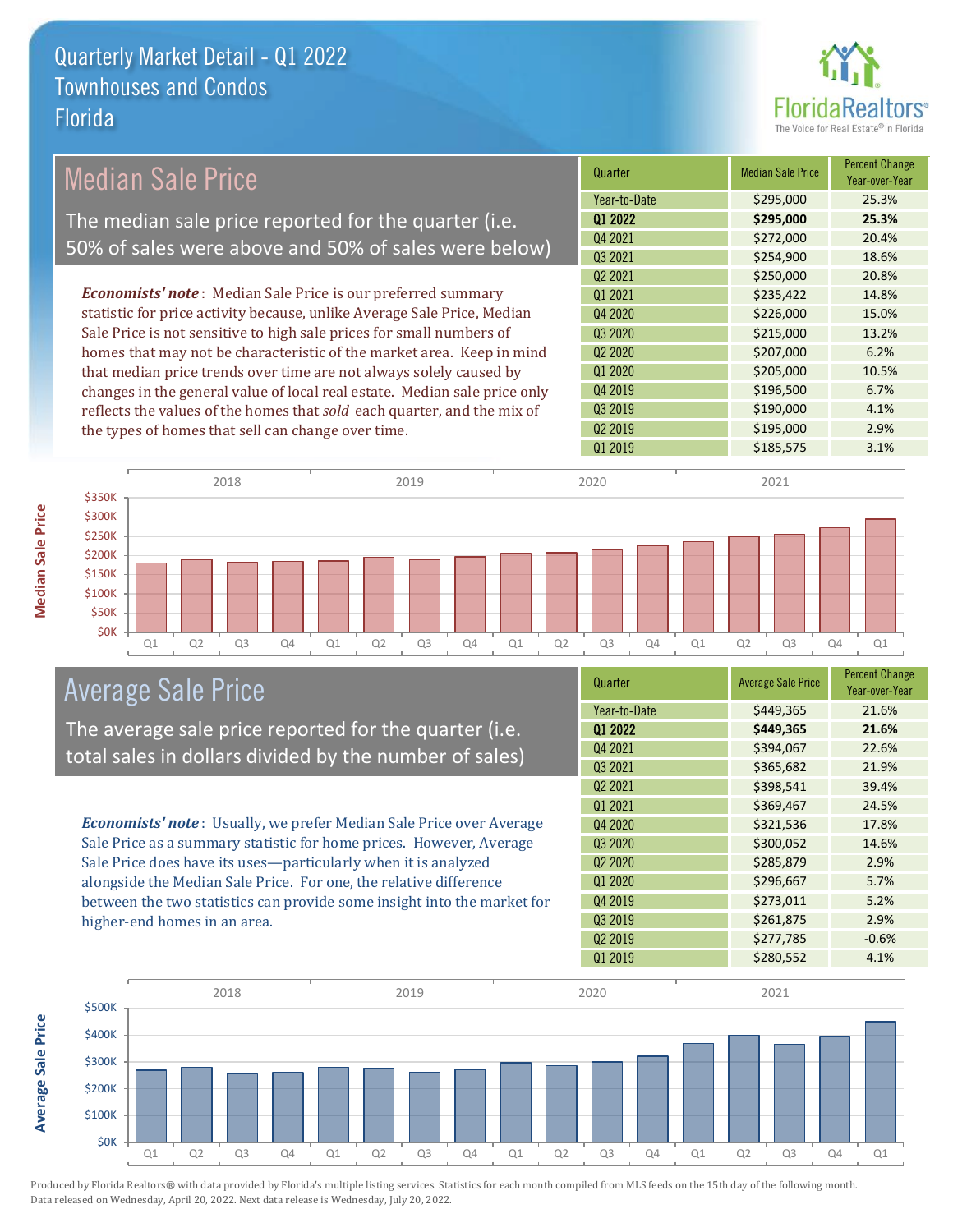# Quarterly Market Detail - Q1 2022
## Townhouses and Condos
## Florida

## Median Sale Price

The median sale price reported for the quarter (i.e. 50% of sales were above and 50% of sales were below)

***Economists' note***: Median Sale Price is our preferred summary statistic for price activity because, unlike Average Sale Price, Median Sale Price is not sensitive to high sale prices for small numbers of homes that may not be characteristic of the market area. Keep in mind that median price trends over time are not always solely caused by changes in the general value of local real estate. Median sale price only reflects the values of the homes that *sold* each quarter, and the mix of the types of homes that sell can change over time.

| Quarter | Median Sale Price | Percent Change Year-over-Year |
|---|---|---|
| Year-to-Date | $295,000 | 25.3% |
| **Q1 2022** | **$295,000** | **25.3%** |
| Q4 2021 | $272,000 | 20.4% |
| Q3 2021 | $254,900 | 18.6% |
| Q2 2021 | $250,000 | 20.8% |
| Q1 2021 | $235,422 | 14.8% |
| Q4 2020 | $226,000 | 15.0% |
| Q3 2020 | $215,000 | 13.2% |
| Q2 2020 | $207,000 | 6.2% |
| Q1 2020 | $205,000 | 10.5% |
| Q4 2019 | $196,500 | 6.7% |
| Q3 2019 | $190,000 | 4.1% |
| Q2 2019 | $195,000 | 2.9% |
| Q1 2019 | $185,575 | 3.1% |

## Average Sale Price

The average sale price reported for the quarter (i.e. total sales in dollars divided by the number of sales)

***Economists' note***: Usually, we prefer Median Sale Price over Average Sale Price as a summary statistic for home prices. However, Average Sale Price does have its uses—particularly when it is analyzed alongside the Median Sale Price. For one, the relative difference between the two statistics can provide some insight into the market for higher-end homes in an area.

| Quarter | Average Sale Price | Percent Change Year-over-Year |
|---|---|---|
| Year-to-Date | $449,365 | 21.6% |
| **Q1 2022** | **$449,365** | **21.6%** |
| Q4 2021 | $394,067 | 22.6% |
| Q3 2021 | $365,682 | 21.9% |
| Q2 2021 | $398,541 | 39.4% |
| Q1 2021 | $369,467 | 24.5% |
| Q4 2020 | $321,536 | 17.8% |
| Q3 2020 | $300,052 | 14.6% |
| Q2 2020 | $285,879 | 2.9% |
| Q1 2020 | $296,667 | 5.7% |
| Q4 2019 | $273,011 | 5.2% |
| Q3 2019 | $261,875 | 2.9% |
| Q2 2019 | $277,785 | -0.6% |
| Q1 2019 | $280,552 | 4.1% |

Produced by Florida Realtors® with data provided by Florida's multiple listing services. Statistics for each month compiled from MLS feeds on the 15th day of the following month. Data released on Wednesday, April 20, 2022. Next data release is Wednesday, July 20, 2022.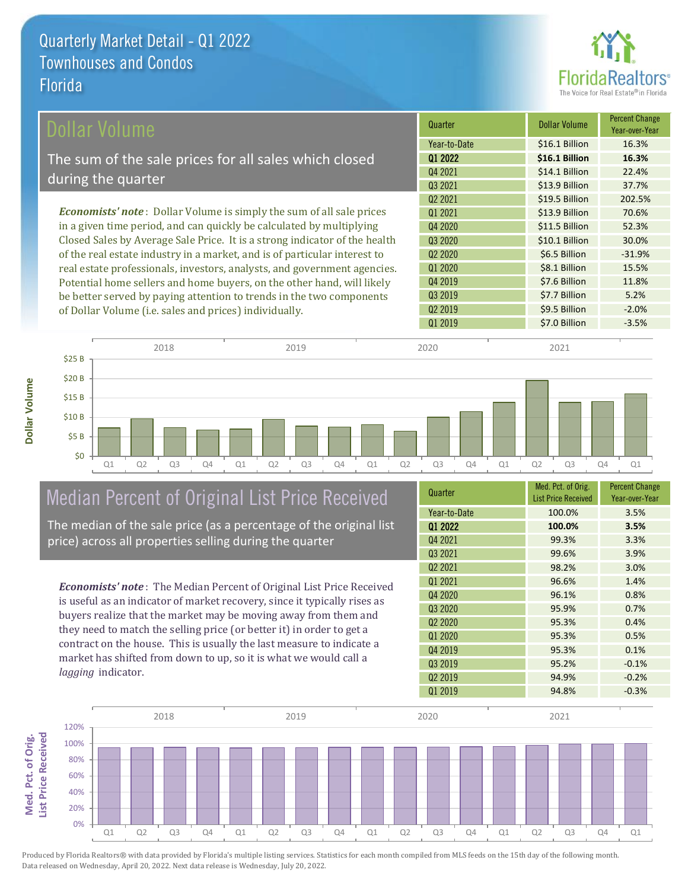# Quarterly Market Detail - Q1 2022
## Townhouses and Condos
## Florida

## Dollar Volume

The sum of the sale prices for all sales which closed during the quarter

*Economists' note*: Dollar Volume is simply the sum of all sale prices in a given time period, and can quickly be calculated by multiplying Closed Sales by Average Sale Price. It is a strong indicator of the health of the real estate industry in a market, and is of particular interest to real estate professionals, investors, analysts, and government agencies. Potential home sellers and home buyers, on the other hand, will likely be better served by paying attention to trends in the two components of Dollar Volume (i.e. sales and prices) individually.

| Quarter | Dollar Volume | Percent Change Year-over-Year |
|---|---|---|
| Year-to-Date | $16.1 Billion | 16.3% |
| **Q1 2022** | **$16.1 Billion** | **16.3%** |
| Q4 2021 | $14.1 Billion | 22.4% |
| Q3 2021 | $13.9 Billion | 37.7% |
| Q2 2021 | $19.5 Billion | 202.5% |
| Q1 2021 | $13.9 Billion | 70.6% |
| Q4 2020 | $11.5 Billion | 52.3% |
| Q3 2020 | $10.1 Billion | 30.0% |
| Q2 2020 | $6.5 Billion | -31.9% |
| Q1 2020 | $8.1 Billion | 15.5% |
| Q4 2019 | $7.6 Billion | 11.8% |
| Q3 2019 | $7.7 Billion | 5.2% |
| Q2 2019 | $9.5 Billion | -2.0% |
| Q1 2019 | $7.0 Billion | -3.5% |

## Median Percent of Original List Price Received

The median of the sale price (as a percentage of the original list price) across all properties selling during the quarter

*Economists' note*: The Median Percent of Original List Price Received is useful as an indicator of market recovery, since it typically rises as buyers realize that the market may be moving away from them and they need to match the selling price (or better it) in order to get a contract on the house. This is usually the last measure to indicate a market has shifted from down to up, so it is what we would call a *lagging* indicator.

| Quarter | Med. Pct. of Orig. List Price Received | Percent Change Year-over-Year |
|---|---|---|
| Year-to-Date | 100.0% | 3.5% |
| **Q1 2022** | **100.0%** | **3.5%** |
| Q4 2021 | 99.3% | 3.3% |
| Q3 2021 | 99.6% | 3.9% |
| Q2 2021 | 98.2% | 3.0% |
| Q1 2021 | 96.6% | 1.4% |
| Q4 2020 | 96.1% | 0.8% |
| Q3 2020 | 95.9% | 0.7% |
| Q2 2020 | 95.3% | 0.4% |
| Q1 2020 | 95.3% | 0.5% |
| Q4 2019 | 95.3% | 0.1% |
| Q3 2019 | 95.2% | -0.1% |
| Q2 2019 | 94.9% | -0.2% |
| Q1 2019 | 94.8% | -0.3% |

Produced by Florida Realtors® with data provided by Florida's multiple listing services. Statistics for each month compiled from MLS feeds on the 15th day of the following month. Data released on Wednesday, April 20, 2022. Next data release is Wednesday, July 20, 2022.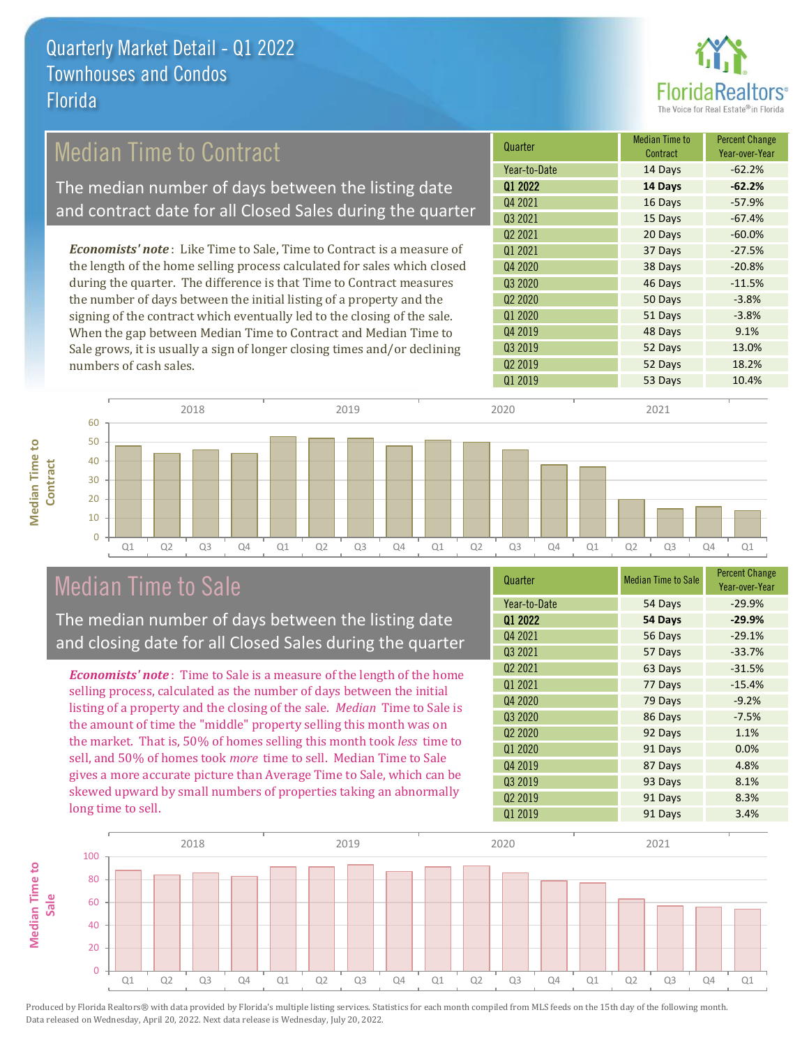# Quarterly Market Detail - Q1 2022
## Townhouses and Condos
## Florida

## Median Time to Contract

The median number of days between the listing date and contract date for all Closed Sales during the quarter

*Economists' note*: Like Time to Sale, Time to Contract is a measure of the length of the home selling process calculated for sales which closed during the quarter. The difference is that Time to Contract measures the number of days between the initial listing of a property and the signing of the contract which eventually led to the closing of the sale. When the gap between Median Time to Contract and Median Time to Sale grows, it is usually a sign of longer closing times and/or declining numbers of cash sales.

| Quarter | Median Time to Contract | Percent Change Year-over-Year |
|---|---|---|
| Year-to-Date | 14 Days | -62.2% |
| **Q1 2022** | **14 Days** | **-62.2%** |
| Q4 2021 | 16 Days | -57.9% |
| Q3 2021 | 15 Days | -67.4% |
| Q2 2021 | 20 Days | -60.0% |
| Q1 2021 | 37 Days | -27.5% |
| Q4 2020 | 38 Days | -20.8% |
| Q3 2020 | 46 Days | -11.5% |
| Q2 2020 | 50 Days | -3.8% |
| Q1 2020 | 51 Days | -3.8% |
| Q4 2019 | 48 Days | 9.1% |
| Q3 2019 | 52 Days | 13.0% |
| Q2 2019 | 52 Days | 18.2% |
| Q1 2019 | 53 Days | 10.4% |

## Median Time to Sale

The median number of days between the listing date and closing date for all Closed Sales during the quarter

*Economists' note*: Time to Sale is a measure of the length of the home selling process, calculated as the number of days between the initial listing of a property and the closing of the sale. *Median* Time to Sale is the amount of time the "middle" property selling this month was on the market. That is, 50% of homes selling this month took *less* time to sell, and 50% of homes took *more* time to sell. Median Time to Sale gives a more accurate picture than Average Time to Sale, which can be skewed upward by small numbers of properties taking an abnormally long time to sell.

| Quarter | Median Time to Sale | Percent Change Year-over-Year |
|---|---|---|
| Year-to-Date | 54 Days | -29.9% |
| **Q1 2022** | **54 Days** | **-29.9%** |
| Q4 2021 | 56 Days | -29.1% |
| Q3 2021 | 57 Days | -33.7% |
| Q2 2021 | 63 Days | -31.5% |
| Q1 2021 | 77 Days | -15.4% |
| Q4 2020 | 79 Days | -9.2% |
| Q3 2020 | 86 Days | -7.5% |
| Q2 2020 | 92 Days | 1.1% |
| Q1 2020 | 91 Days | 0.0% |
| Q4 2019 | 87 Days | 4.8% |
| Q3 2019 | 93 Days | 8.1% |
| Q2 2019 | 91 Days | 8.3% |
| Q1 2019 | 91 Days | 3.4% |

Produced by Florida Realtors® with data provided by Florida's multiple listing services. Statistics for each month compiled from MLS feeds on the 15th day of the following month. Data released on Wednesday, April 20, 2022. Next data release is Wednesday, July 20, 2022.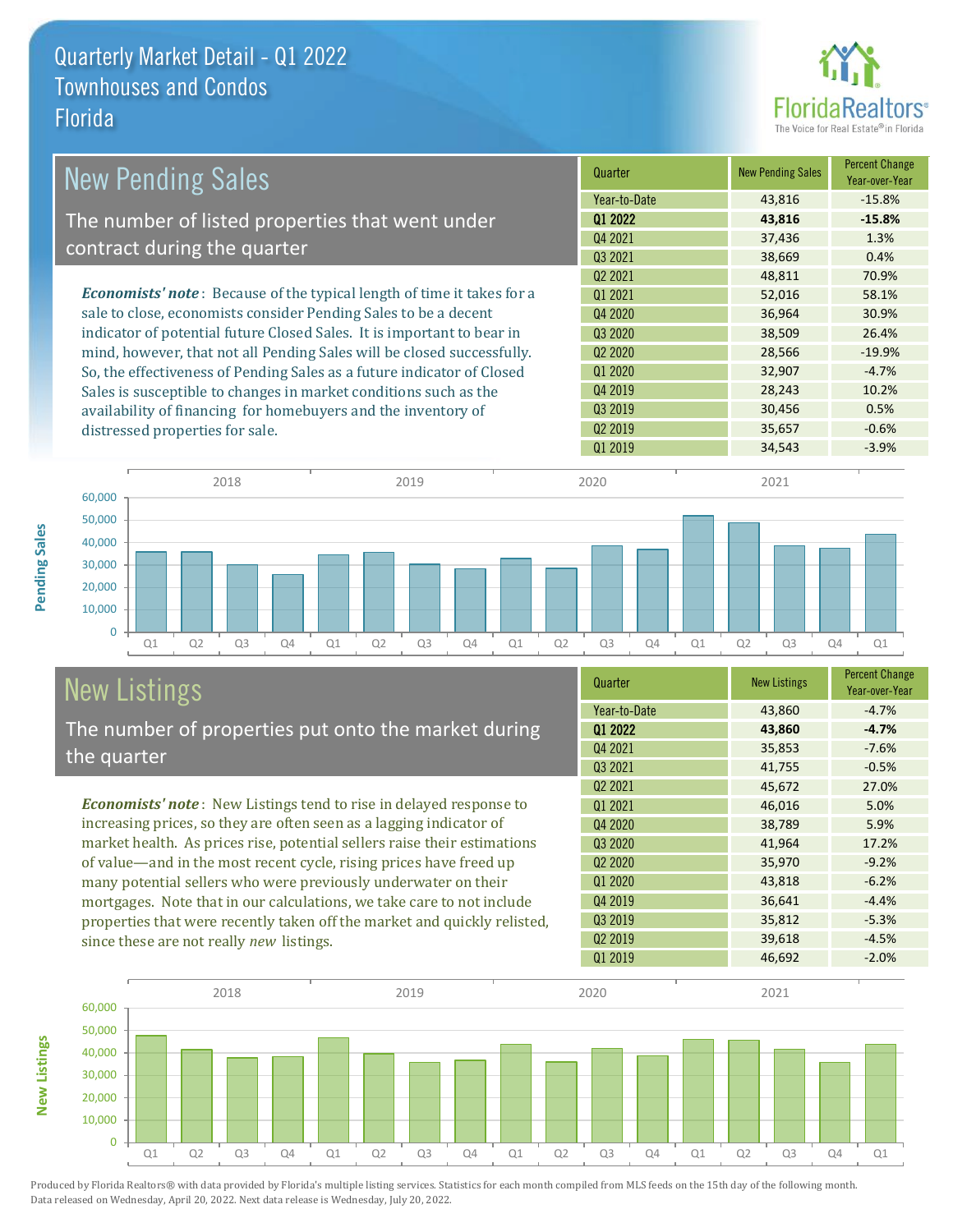# Quarterly Market Detail - Q1 2022
## Townhouses and Condos
## Florida

## New Pending Sales

The number of listed properties that went under contract during the quarter

***Economists' note***: Because of the typical length of time it takes for a sale to close, economists consider Pending Sales to be a decent indicator of potential future Closed Sales. It is important to bear in mind, however, that not all Pending Sales will be closed successfully. So, the effectiveness of Pending Sales as a future indicator of Closed Sales is susceptible to changes in market conditions such as the availability of financing for homebuyers and the inventory of distressed properties for sale.

| Quarter | New Pending Sales | Percent Change Year-over-Year |
|---|---|---|
| Year-to-Date | 43,816 | -15.8% |
| **Q1 2022** | **43,816** | **-15.8%** |
| Q4 2021 | 37,436 | 1.3% |
| Q3 2021 | 38,669 | 0.4% |
| Q2 2021 | 48,811 | 70.9% |
| Q1 2021 | 52,016 | 58.1% |
| Q4 2020 | 36,964 | 30.9% |
| Q3 2020 | 38,509 | 26.4% |
| Q2 2020 | 28,566 | -19.9% |
| Q1 2020 | 32,907 | -4.7% |
| Q4 2019 | 28,243 | 10.2% |
| Q3 2019 | 30,456 | 0.5% |
| Q2 2019 | 35,657 | -0.6% |
| Q1 2019 | 34,543 | -3.9% |

## New Listings

The number of properties put onto the market during the quarter

***Economists' note***: New Listings tend to rise in delayed response to increasing prices, so they are often seen as a lagging indicator of market health. As prices rise, potential sellers raise their estimations of value—and in the most recent cycle, rising prices have freed up many potential sellers who were previously underwater on their mortgages. Note that in our calculations, we take care to not include properties that were recently taken off the market and quickly relisted, since these are not really *new* listings.

| Quarter | New Listings | Percent Change Year-over-Year |
|---|---|---|
| Year-to-Date | 43,860 | -4.7% |
| **Q1 2022** | **43,860** | **-4.7%** |
| Q4 2021 | 35,853 | -7.6% |
| Q3 2021 | 41,755 | -0.5% |
| Q2 2021 | 45,672 | 27.0% |
| Q1 2021 | 46,016 | 5.0% |
| Q4 2020 | 38,789 | 5.9% |
| Q3 2020 | 41,964 | 17.2% |
| Q2 2020 | 35,970 | -9.2% |
| Q1 2020 | 43,818 | -6.2% |
| Q4 2019 | 36,641 | -4.4% |
| Q3 2019 | 35,812 | -5.3% |
| Q2 2019 | 39,618 | -4.5% |
| Q1 2019 | 46,692 | -2.0% |

Produced by Florida Realtors® with data provided by Florida's multiple listing services. Statistics for each month compiled from MLS feeds on the 15th day of the following month. Data released on Wednesday, April 20, 2022. Next data release is Wednesday, July 20, 2022.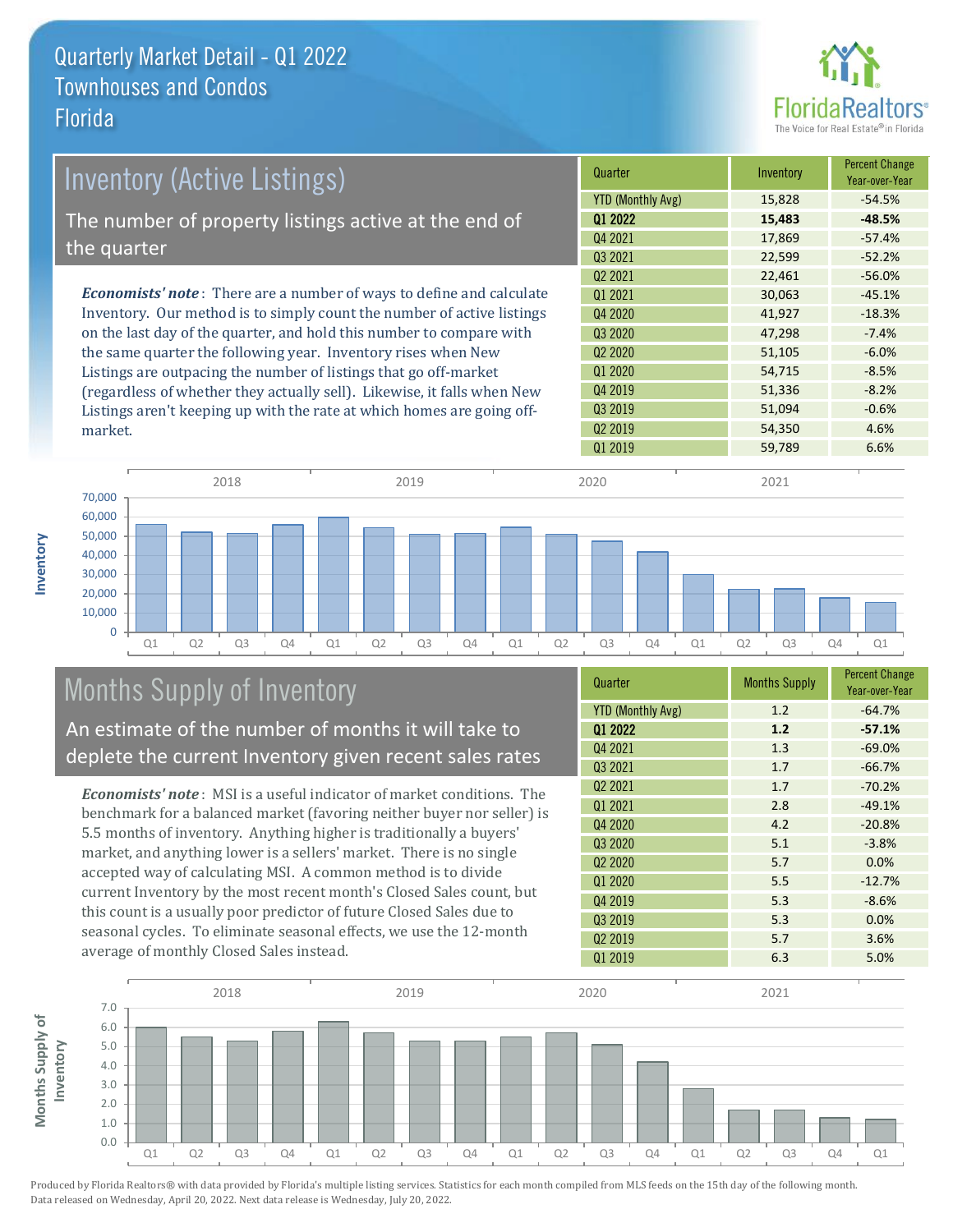# Quarterly Market Detail - Q1 2022
## Townhouses and Condos
## Florida

## Inventory (Active Listings)

The number of property listings active at the end of the quarter

*Economists' note*: There are a number of ways to define and calculate Inventory. Our method is to simply count the number of active listings on the last day of the quarter, and hold this number to compare with the same quarter the following year. Inventory rises when New Listings are outpacing the number of listings that go off-market (regardless of whether they actually sell). Likewise, it falls when New Listings aren't keeping up with the rate at which homes are going off-market.

| Quarter | Inventory | Percent Change Year-over-Year |
|---|---|---|
| YTD (Monthly Avg) | 15,828 | -54.5% |
| **Q1 2022** | **15,483** | **-48.5%** |
| Q4 2021 | 17,869 | -57.4% |
| Q3 2021 | 22,599 | -52.2% |
| Q2 2021 | 22,461 | -56.0% |
| Q1 2021 | 30,063 | -45.1% |
| Q4 2020 | 41,927 | -18.3% |
| Q3 2020 | 47,298 | -7.4% |
| Q2 2020 | 51,105 | -6.0% |
| Q1 2020 | 54,715 | -8.5% |
| Q4 2019 | 51,336 | -8.2% |
| Q3 2019 | 51,094 | -0.6% |
| Q2 2019 | 54,350 | 4.6% |
| Q1 2019 | 59,789 | 6.6% |

## Months Supply of Inventory

An estimate of the number of months it will take to deplete the current Inventory given recent sales rates

*Economists' note*: MSI is a useful indicator of market conditions. The benchmark for a balanced market (favoring neither buyer nor seller) is 5.5 months of inventory. Anything higher is traditionally a buyers' market, and anything lower is a sellers' market. There is no single accepted way of calculating MSI. A common method is to divide current Inventory by the most recent month's Closed Sales count, but this count is a usually poor predictor of future Closed Sales due to seasonal cycles. To eliminate seasonal effects, we use the 12-month average of monthly Closed Sales instead.

| Quarter | Months Supply | Percent Change Year-over-Year |
|---|---|---|
| YTD (Monthly Avg) | 1.2 | -64.7% |
| **Q1 2022** | **1.2** | **-57.1%** |
| Q4 2021 | 1.3 | -69.0% |
| Q3 2021 | 1.7 | -66.7% |
| Q2 2021 | 1.7 | -70.2% |
| Q1 2021 | 2.8 | -49.1% |
| Q4 2020 | 4.2 | -20.8% |
| Q3 2020 | 5.1 | -3.8% |
| Q2 2020 | 5.7 | 0.0% |
| Q1 2020 | 5.5 | -12.7% |
| Q4 2019 | 5.3 | -8.6% |
| Q3 2019 | 5.3 | 0.0% |
| Q2 2019 | 5.7 | 3.6% |
| Q1 2019 | 6.3 | 5.0% |

Produced by Florida Realtors® with data provided by Florida's multiple listing services. Statistics for each month compiled from MLS feeds on the 15th day of the following month. Data released on Wednesday, April 20, 2022. Next data release is Wednesday, July 20, 2022.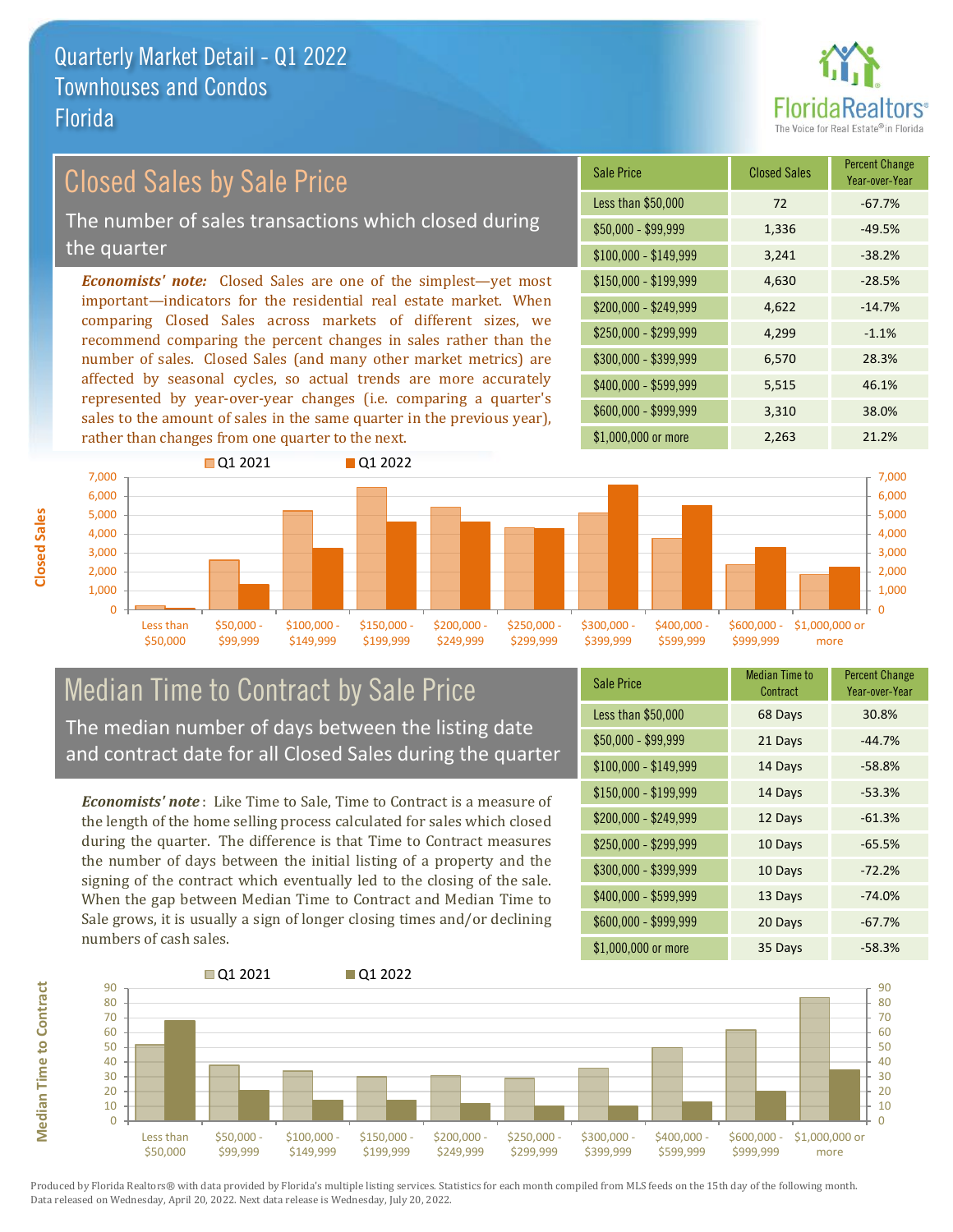# Quarterly Market Detail - Q1 2022
## Townhouses and Condos
## Florida

FloridaRealtors® The Voice for Real Estate® in Florida

## Closed Sales by Sale Price

The number of sales transactions which closed during the quarter

***Economists' note:*** Closed Sales are one of the simplest—yet most important—indicators for the residential real estate market. When comparing Closed Sales across markets of different sizes, we recommend comparing the percent changes in sales rather than the number of sales. Closed Sales (and many other market metrics) are affected by seasonal cycles, so actual trends are more accurately represented by year-over-year changes (i.e. comparing a quarter's sales to the amount of sales in the same quarter in the previous year), rather than changes from one quarter to the next.

| Sale Price | Closed Sales | Percent Change Year-over-Year |
|---|---|---|
| Less than $50,000 | 72 | -67.7% |
| $50,000 - $99,999 | 1,336 | -49.5% |
| $100,000 - $149,999 | 3,241 | -38.2% |
| $150,000 - $199,999 | 4,630 | -28.5% |
| $200,000 - $249,999 | 4,622 | -14.7% |
| $250,000 - $299,999 | 4,299 | -1.1% |
| $300,000 - $399,999 | 6,570 | 28.3% |
| $400,000 - $599,999 | 5,515 | 46.1% |
| $600,000 - $999,999 | 3,310 | 38.0% |
| $1,000,000 or more | 2,263 | 21.2% |

## Median Time to Contract by Sale Price

The median number of days between the listing date and contract date for all Closed Sales during the quarter

***Economists' note*** : Like Time to Sale, Time to Contract is a measure of the length of the home selling process calculated for sales which closed during the quarter. The difference is that Time to Contract measures the number of days between the initial listing of a property and the signing of the contract which eventually led to the closing of the sale. When the gap between Median Time to Contract and Median Time to Sale grows, it is usually a sign of longer closing times and/or declining numbers of cash sales.

| Sale Price | Median Time to Contract | Percent Change Year-over-Year |
|---|---|---|
| Less than $50,000 | 68 Days | 30.8% |
| $50,000 - $99,999 | 21 Days | -44.7% |
| $100,000 - $149,999 | 14 Days | -58.8% |
| $150,000 - $199,999 | 14 Days | -53.3% |
| $200,000 - $249,999 | 12 Days | -61.3% |
| $250,000 - $299,999 | 10 Days | -65.5% |
| $300,000 - $399,999 | 10 Days | -72.2% |
| $400,000 - $599,999 | 13 Days | -74.0% |
| $600,000 - $999,999 | 20 Days | -67.7% |
| $1,000,000 or more | 35 Days | -58.3% |

Produced by Florida Realtors® with data provided by Florida's multiple listing services. Statistics for each month compiled from MLS feeds on the 15th day of the following month. Data released on Wednesday, April 20, 2022. Next data release is Wednesday, July 20, 2022.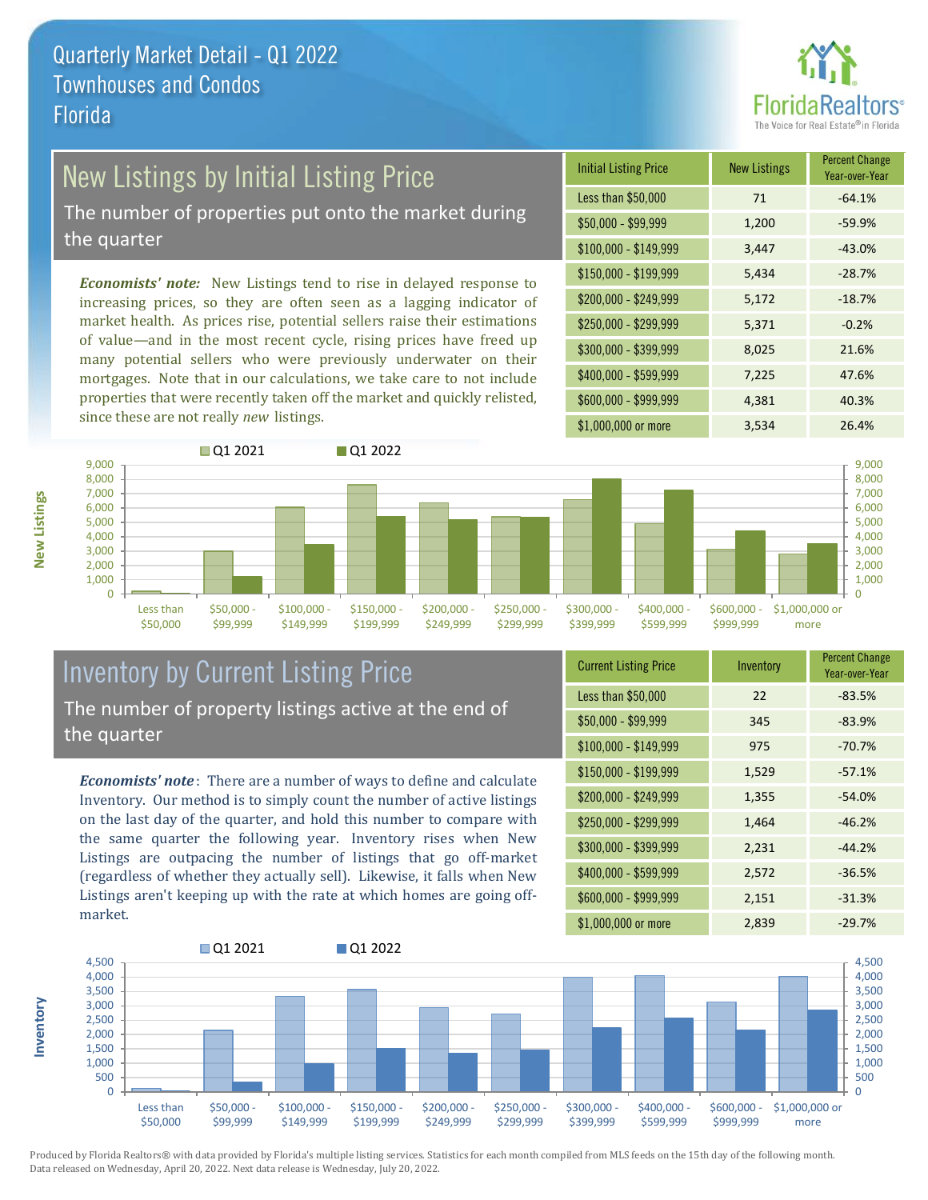# Quarterly Market Detail - Q1 2022
## Townhouses and Condos
## Florida

## New Listings by Initial Listing Price

The number of properties put onto the market during the quarter

*Economists' note:* New Listings tend to rise in delayed response to increasing prices, so they are often seen as a lagging indicator of market health. As prices rise, potential sellers raise their estimations of value—and in the most recent cycle, rising prices have freed up many potential sellers who were previously underwater on their mortgages. Note that in our calculations, we take care to not include properties that were recently taken off the market and quickly relisted, since these are not really *new* listings.

| Initial Listing Price | New Listings | Percent Change Year-over-Year |
|---|---|---|
| Less than $50,000 | 71 | -64.1% |
| $50,000 - $99,999 | 1,200 | -59.9% |
| $100,000 - $149,999 | 3,447 | -43.0% |
| $150,000 - $199,999 | 5,434 | -28.7% |
| $200,000 - $249,999 | 5,172 | -18.7% |
| $250,000 - $299,999 | 5,371 | -0.2% |
| $300,000 - $399,999 | 8,025 | 21.6% |
| $400,000 - $599,999 | 7,225 | 47.6% |
| $600,000 - $999,999 | 4,381 | 40.3% |
| $1,000,000 or more | 3,534 | 26.4% |

## Inventory by Current Listing Price

The number of property listings active at the end of the quarter

*Economists' note*: There are a number of ways to define and calculate Inventory. Our method is to simply count the number of active listings on the last day of the quarter, and hold this number to compare with the same quarter the following year. Inventory rises when New Listings are outpacing the number of listings that go off-market (regardless of whether they actually sell). Likewise, it falls when New Listings aren't keeping up with the rate at which homes are going off-market.

| Current Listing Price | Inventory | Percent Change Year-over-Year |
|---|---|---|
| Less than $50,000 | 22 | -83.5% |
| $50,000 - $99,999 | 345 | -83.9% |
| $100,000 - $149,999 | 975 | -70.7% |
| $150,000 - $199,999 | 1,529 | -57.1% |
| $200,000 - $249,999 | 1,355 | -54.0% |
| $250,000 - $299,999 | 1,464 | -46.2% |
| $300,000 - $399,999 | 2,231 | -44.2% |
| $400,000 - $599,999 | 2,572 | -36.5% |
| $600,000 - $999,999 | 2,151 | -31.3% |
| $1,000,000 or more | 2,839 | -29.7% |

Produced by Florida Realtors® with data provided by Florida's multiple listing services. Statistics for each month compiled from MLS feeds on the 15th day of the following month. Data released on Wednesday, April 20, 2022. Next data release is Wednesday, July 20, 2022.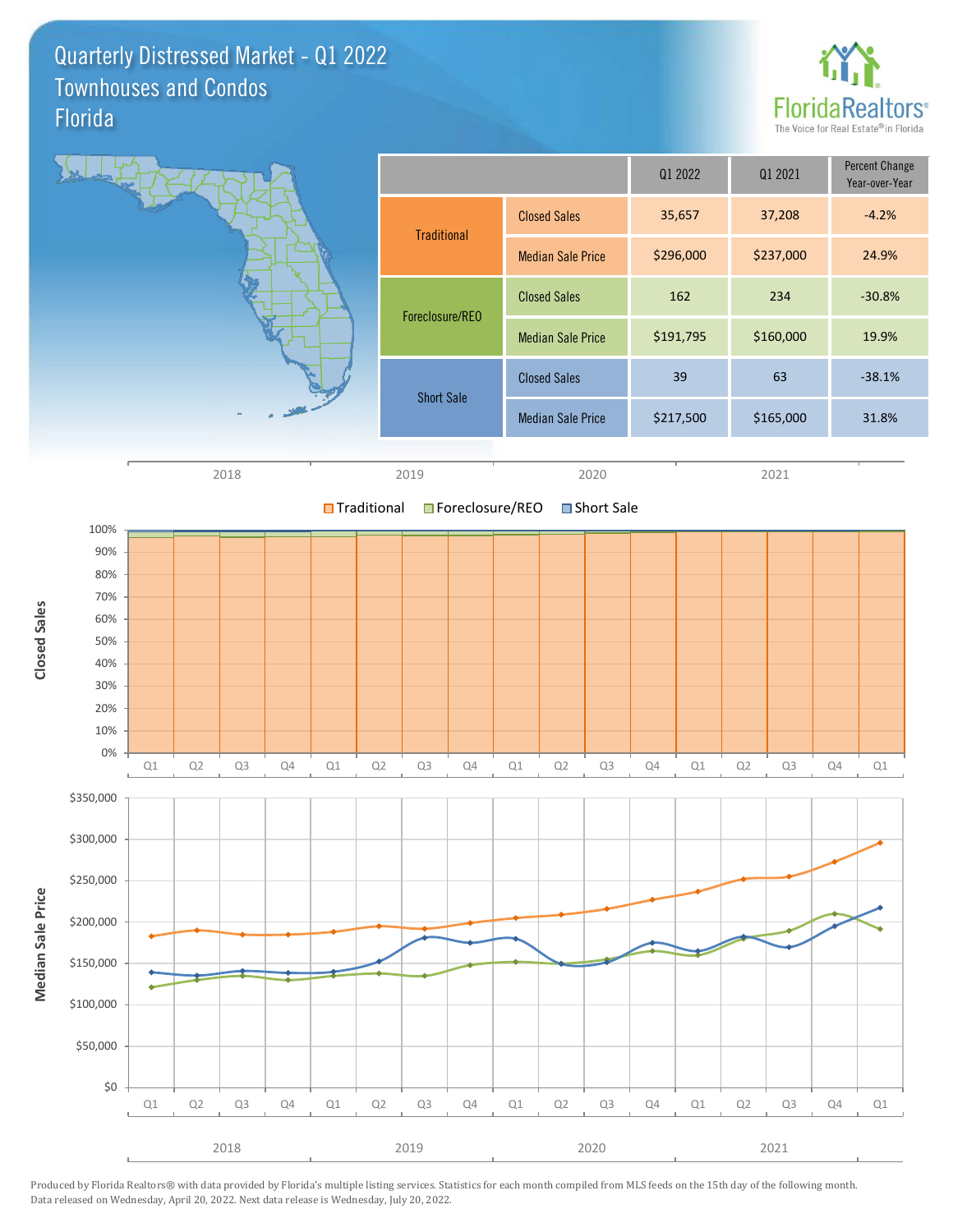# Quarterly Distressed Market - Q1 2022
## Townhouses and Condos
## Florida

FloridaRealtors®
The Voice for Real Estate® in Florida

| | | Q1 2022 | Q1 2021 | Percent Change Year-over-Year |
|---|---|---|---|---|
| Traditional | Closed Sales | 35,657 | 37,208 | -4.2% |
| | Median Sale Price | $296,000 | $237,000 | 24.9% |
| Foreclosure/REO | Closed Sales | 162 | 234 | -30.8% |
| | Median Sale Price | $191,795 | $160,000 | 19.9% |
| Short Sale | Closed Sales | 39 | 63 | -38.1% |
| | Median Sale Price | $217,500 | $165,000 | 31.8% |

2018 2019 2020 2021

Traditional Foreclosure/REO Short Sale

Closed Sales

100% 90% 80% 70% 60% 50% 40% 30% 20% 10% 0%

Q1 Q2 Q3 Q4 Q1 Q2 Q3 Q4 Q1 Q2 Q3 Q4 Q1 Q2 Q3 Q4 Q1

Median Sale Price

$350,000 $300,000 $250,000 $200,000 $150,000 $100,000 $50,000 $0

Q1 Q2 Q3 Q4 Q1 Q2 Q3 Q4 Q1 Q2 Q3 Q4 Q1 Q2 Q3 Q4 Q1

2018 2019 2020 2021

Produced by Florida Realtors® with data provided by Florida's multiple listing services. Statistics for each month compiled from MLS feeds on the 15th day of the following month.
Data released on Wednesday, April 20, 2022. Next data release is Wednesday, July 20, 2022.